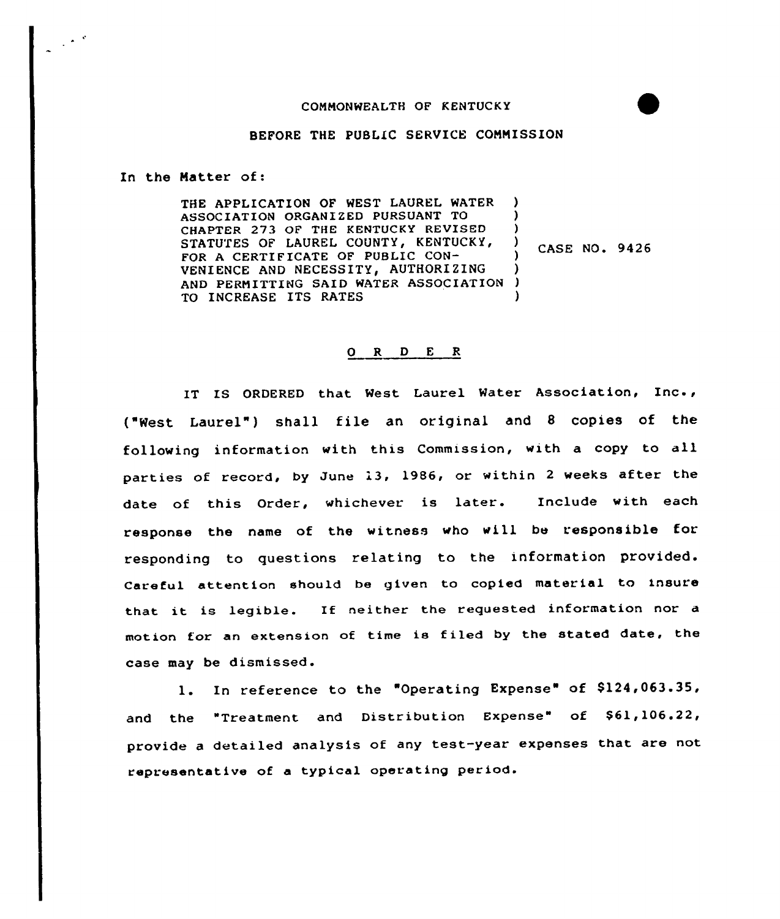COMMONWEALTH OF KENTUCKY

BEFORE THE PUBLIC SERVICE COMMISSION

In the Matter of:

| | | |
|---|---|---|
| THE APPLICATION OF WEST LAUREL WATER ASSOCIATION ORGANIZED PURSUANT TO CHAPTER 273 OF THE KENTUCKY REVISED STATUTES OF LAUREL COUNTY, KENTUCKY, FOR A CERTIFICATE OF PUBLIC CONVENIENCE AND NECESSITY, AUTHORIZING AND PERMITTING SAID WATER ASSOCIATION TO INCREASE ITS RATES | ) | CASE NO. 9426 |

O R D E R

IT IS ORDERED that West Laurel Water Association, Inc., ("West Laurel") shall file an original and 8 copies of the following information with this Commission, with a copy to all parties of record, by June 13, 1986, or within 2 weeks after the date of this Order, whichever is later. Include with each response the name of the witness who will be responsible for responding to questions relating to the information provided. Careful attention should be given to copied material to insure that it is legible. If neither the requested information nor a motion for an extension of time is filed by the stated date, the case may be dismissed.

1. In reference to the "Operating Expense" of $124,063.35, and the "Treatment and Distribution Expense" of $61,106.22, provide a detailed analysis of any test-year expenses that are not representative of a typical operating period.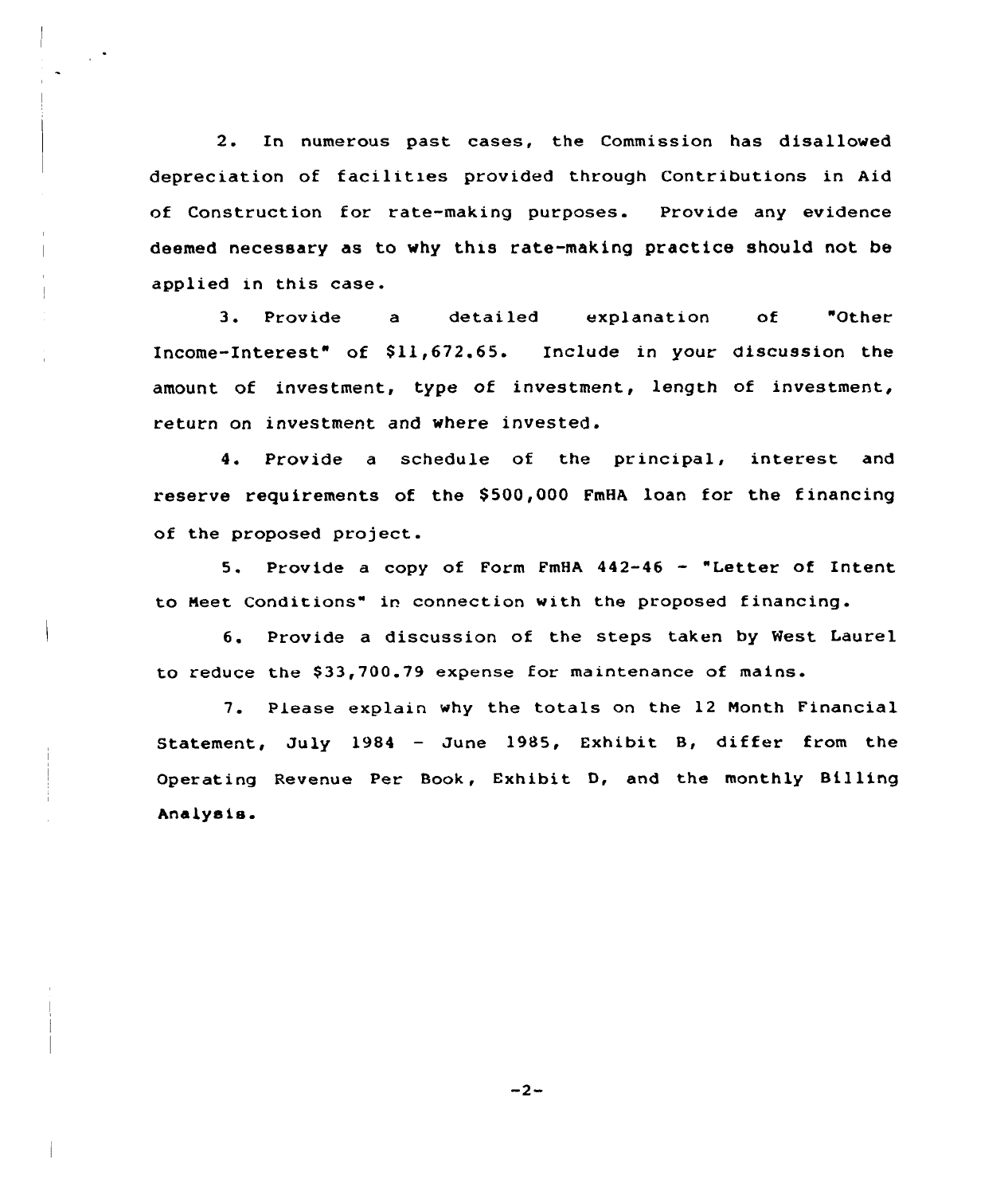2. In numerous past cases, the Commission has disallowed depreciation of facilities provided through Contributions in Aid of Construction for rate-making purposes. Provide any evidence deemed necessary as to why this rate-making practice should not be applied in this case.

3. Provide a detailed explanation of "Other Income-Interest" of $11,672.65. Include in your discussion the amount of investment, type of investment, length of investment, return on investment and where invested.

4. Provide a schedule of the principal, interest and reserve requirements of the $500,000 FmHA loan for the financing of the proposed project.

5. Provide a copy of Form FmHA 442-46 - "Letter of Intent to Meet Conditions" in connection with the proposed financing.

6. Provide a discussion of the steps taken by West Laurel to reduce the $33,700.79 expense for maintenance of mains.

7. Please explain why the totals on the 12 Month Financial Statement, July 1984 - June 1985, Exhibit B, differ from the Operating Revenue Per Book, Exhibit D, and the monthly Billing Analysis.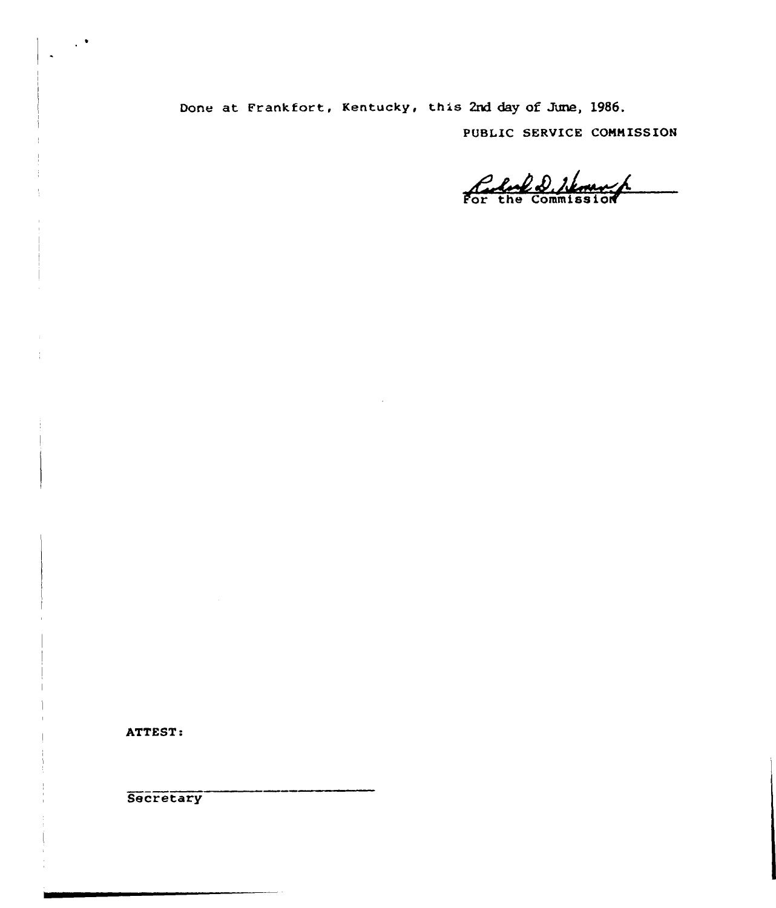Done at Frankfort, Kentucky, this 2nd day of June, 1986.

PUBLIC SERVICE COMMISSION

For the Commission

ATTEST:

Secretary